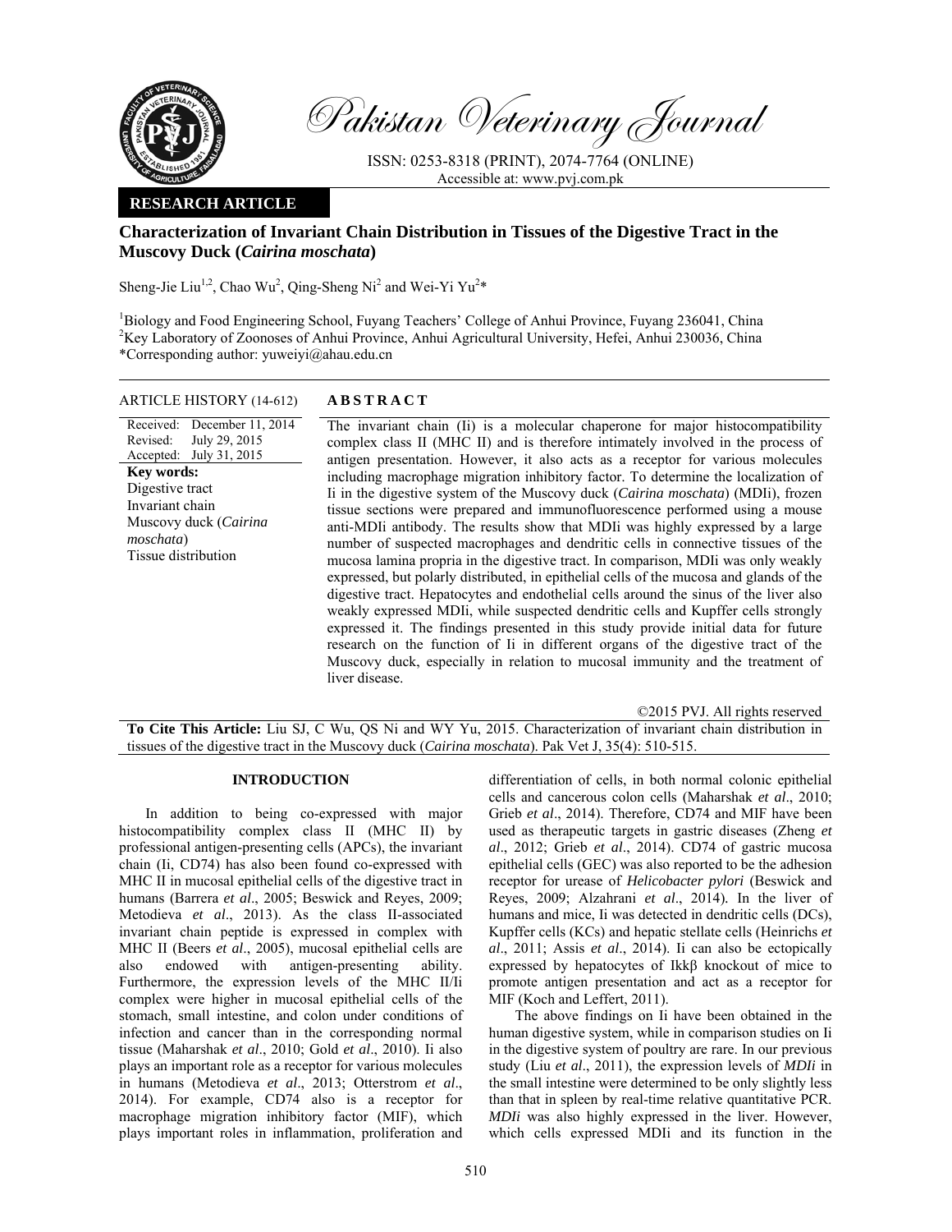**RESEARCH ARTICLE**

# Characterization of Invariant Chain Distribution in Tissues of the Digestive Tract in the Muscovy Duck (*Cairina moschata*)

Sheng-Jie Liu[1,2], Chao Wu[2], Qing-Sheng Ni[2] and Wei-Yi Yu[2]*

[1]Biology and Food Engineering School, Fuyang Teachers' College of Anhui Province, Fuyang 236041, China
[2]Key Laboratory of Zoonoses of Anhui Province, Anhui Agricultural University, Hefei, Anhui 230036, China
*Corresponding author: yuweiyi@ahau.edu.cn

**ARTICLE HISTORY** (14-612)

Received: December 11, 2014
Revised: July 29, 2015
Accepted: July 31, 2015

**Key words:**
Digestive tract
Invariant chain
Muscovy duck (*Cairina moschata*)
Tissue distribution

## ABSTRACT

The invariant chain (Ii) is a molecular chaperone for major histocompatibility complex class II (MHC II) and is therefore intimately involved in the process of antigen presentation. However, it also acts as a receptor for various molecules including macrophage migration inhibitory factor. To determine the localization of Ii in the digestive system of the Muscovy duck (*Cairina moschata*) (MDIi), frozen tissue sections were prepared and immunofluorescence performed using a mouse anti-MDIi antibody. The results show that MDIi was highly expressed by a large number of suspected macrophages and dendritic cells in connective tissues of the mucosa lamina propria in the digestive tract. In comparison, MDIi was only weakly expressed, but polarly distributed, in epithelial cells of the mucosa and glands of the digestive tract. Hepatocytes and endothelial cells around the sinus of the liver also weakly expressed MDIi, while suspected dendritic cells and Kupffer cells strongly expressed it. The findings presented in this study provide initial data for future research on the function of Ii in different organs of the digestive tract of the Muscovy duck, especially in relation to mucosal immunity and the treatment of liver disease.

©2015 PVJ. All rights reserved

**To Cite This Article:** Liu SJ, C Wu, QS Ni and WY Yu, 2015. Characterization of invariant chain distribution in tissues of the digestive tract in the Muscovy duck (*Cairina moschata*). Pak Vet J, 35(4): 510-515.

## INTRODUCTION

In addition to being co-expressed with major histocompatibility complex class II (MHC II) by professional antigen-presenting cells (APCs), the invariant chain (Ii, CD74) has also been found co-expressed with MHC II in mucosal epithelial cells of the digestive tract in humans (Barrera *et al*., 2005; Beswick and Reyes, 2009; Metodieva *et al*., 2013). As the class II-associated invariant chain peptide is expressed in complex with MHC II (Beers *et al*., 2005), mucosal epithelial cells are also endowed with antigen-presenting ability. Furthermore, the expression levels of the MHC II/Ii complex were higher in mucosal epithelial cells of the stomach, small intestine, and colon under conditions of infection and cancer than in the corresponding normal tissue (Maharshak *et al*., 2010; Gold *et al*., 2010). Ii also plays an important role as a receptor for various molecules in humans (Metodieva *et al*., 2013; Otterstrom *et al*., 2014). For example, CD74 also is a receptor for macrophage migration inhibitory factor (MIF), which plays important roles in inflammation, proliferation and differentiation of cells, in both normal colonic epithelial cells and cancerous colon cells (Maharshak *et al*., 2010; Grieb *et al*., 2014). Therefore, CD74 and MIF have been used as therapeutic targets in gastric diseases (Zheng *et al*., 2012; Grieb *et al*., 2014). CD74 of gastric mucosa epithelial cells (GEC) was also reported to be the adhesion receptor for urease of *Helicobacter pylori* (Beswick and Reyes, 2009; Alzahrani *et al*., 2014). In the liver of humans and mice, Ii was detected in dendritic cells (DCs), Kupffer cells (KCs) and hepatic stellate cells (Heinrichs *et al*., 2011; Assis *et al*., 2014). Ii can also be ectopically expressed by hepatocytes of Ikkβ knockout of mice to promote antigen presentation and act as a receptor for MIF (Koch and Leffert, 2011).

The above findings on Ii have been obtained in the human digestive system, while in comparison studies on Ii in the digestive system of poultry are rare. In our previous study (Liu *et al*., 2011), the expression levels of *MDIi* in the small intestine were determined to be only slightly less than that in spleen by real-time relative quantitative PCR. *MDIi* was also highly expressed in the liver. However, which cells expressed MDIi and its function in the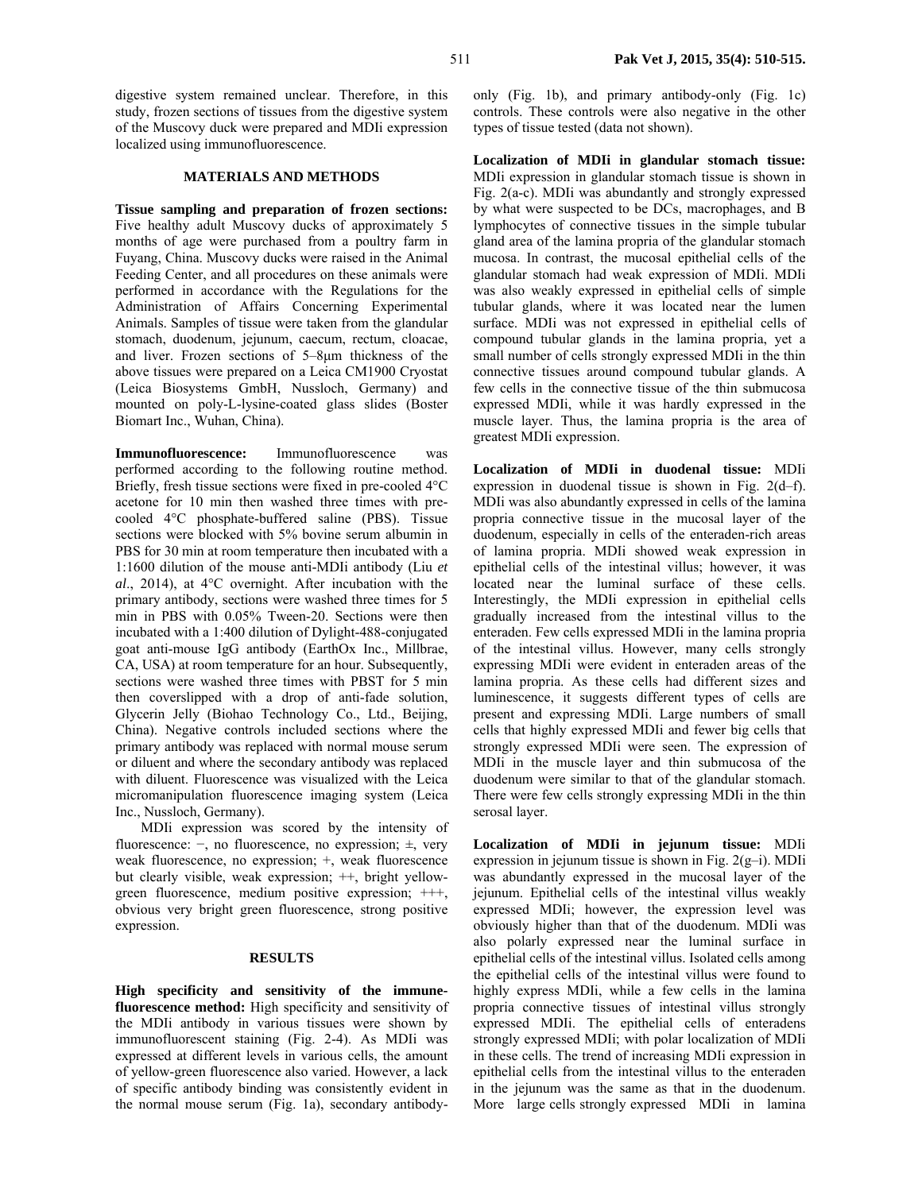digestive system remained unclear. Therefore, in this study, frozen sections of tissues from the digestive system of the Muscovy duck were prepared and MDIi expression localized using immunofluorescence.

## MATERIALS AND METHODS

**Tissue sampling and preparation of frozen sections:** Five healthy adult Muscovy ducks of approximately 5 months of age were purchased from a poultry farm in Fuyang, China. Muscovy ducks were raised in the Animal Feeding Center, and all procedures on these animals were performed in accordance with the Regulations for the Administration of Affairs Concerning Experimental Animals. Samples of tissue were taken from the glandular stomach, duodenum, jejunum, caecum, rectum, cloacae, and liver. Frozen sections of 5–8μm thickness of the above tissues were prepared on a Leica CM1900 Cryostat (Leica Biosystems GmbH, Nussloch, Germany) and mounted on poly-L-lysine-coated glass slides (Boster Biomart Inc., Wuhan, China).

**Immunofluorescence:** Immunofluorescence was performed according to the following routine method. Briefly, fresh tissue sections were fixed in pre-cooled 4°C acetone for 10 min then washed three times with pre-cooled 4°C phosphate-buffered saline (PBS). Tissue sections were blocked with 5% bovine serum albumin in PBS for 30 min at room temperature then incubated with a 1:1600 dilution of the mouse anti-MDIi antibody (Liu *et al*., 2014), at 4°C overnight. After incubation with the primary antibody, sections were washed three times for 5 min in PBS with 0.05% Tween-20. Sections were then incubated with a 1:400 dilution of Dylight-488-conjugated goat anti-mouse IgG antibody (EarthOx Inc., Millbrae, CA, USA) at room temperature for an hour. Subsequently, sections were washed three times with PBST for 5 min then coverslipped with a drop of anti-fade solution, Glycerin Jelly (Biohao Technology Co., Ltd., Beijing, China). Negative controls included sections where the primary antibody was replaced with normal mouse serum or diluent and where the secondary antibody was replaced with diluent. Fluorescence was visualized with the Leica micromanipulation fluorescence imaging system (Leica Inc., Nussloch, Germany).

MDIi expression was scored by the intensity of fluorescence: −, no fluorescence, no expression; ±, very weak fluorescence, no expression; +, weak fluorescence but clearly visible, weak expression; ++, bright yellow-green fluorescence, medium positive expression; +++, obvious very bright green fluorescence, strong positive expression.

## RESULTS

**High specificity and sensitivity of the immune-fluorescence method:** High specificity and sensitivity of the MDIi antibody in various tissues were shown by immunofluorescent staining (Fig. 2-4). As MDIi was expressed at different levels in various cells, the amount of yellow-green fluorescence also varied. However, a lack of specific antibody binding was consistently evident in the normal mouse serum (Fig. 1a), secondary antibody-only (Fig. 1b), and primary antibody-only (Fig. 1c) controls. These controls were also negative in the other types of tissue tested (data not shown).

**Localization of MDIi in glandular stomach tissue:** MDIi expression in glandular stomach tissue is shown in Fig. 2(a-c). MDIi was abundantly and strongly expressed by what were suspected to be DCs, macrophages, and B lymphocytes of connective tissues in the simple tubular gland area of the lamina propria of the glandular stomach mucosa. In contrast, the mucosal epithelial cells of the glandular stomach had weak expression of MDIi. MDIi was also weakly expressed in epithelial cells of simple tubular glands, where it was located near the lumen surface. MDIi was not expressed in epithelial cells of compound tubular glands in the lamina propria, yet a small number of cells strongly expressed MDIi in the thin connective tissues around compound tubular glands. A few cells in the connective tissue of the thin submucosa expressed MDIi, while it was hardly expressed in the muscle layer. Thus, the lamina propria is the area of greatest MDIi expression.

**Localization of MDIi in duodenal tissue:** MDIi expression in duodenal tissue is shown in Fig. 2(d–f). MDIi was also abundantly expressed in cells of the lamina propria connective tissue in the mucosal layer of the duodenum, especially in cells of the enteraden-rich areas of lamina propria. MDIi showed weak expression in epithelial cells of the intestinal villus; however, it was located near the luminal surface of these cells. Interestingly, the MDIi expression in epithelial cells gradually increased from the intestinal villus to the enteraden. Few cells expressed MDIi in the lamina propria of the intestinal villus. However, many cells strongly expressing MDIi were evident in enteraden areas of the lamina propria. As these cells had different sizes and luminescence, it suggests different types of cells are present and expressing MDIi. Large numbers of small cells that highly expressed MDIi and fewer big cells that strongly expressed MDIi were seen. The expression of MDIi in the muscle layer and thin submucosa of the duodenum were similar to that of the glandular stomach. There were few cells strongly expressing MDIi in the thin serosal layer.

**Localization of MDIi in jejunum tissue:** MDIi expression in jejunum tissue is shown in Fig. 2(g–i). MDIi was abundantly expressed in the mucosal layer of the jejunum. Epithelial cells of the intestinal villus weakly expressed MDIi; however, the expression level was obviously higher than that of the duodenum. MDIi was also polarly expressed near the luminal surface in epithelial cells of the intestinal villus. Isolated cells among the epithelial cells of the intestinal villus were found to highly express MDIi, while a few cells in the lamina propria connective tissues of intestinal villus strongly expressed MDIi. The epithelial cells of enteradens strongly expressed MDIi; with polar localization of MDIi in these cells. The trend of increasing MDIi expression in epithelial cells from the intestinal villus to the enteraden in the jejunum was the same as that in the duodenum. More large cells strongly expressed MDIi in lamina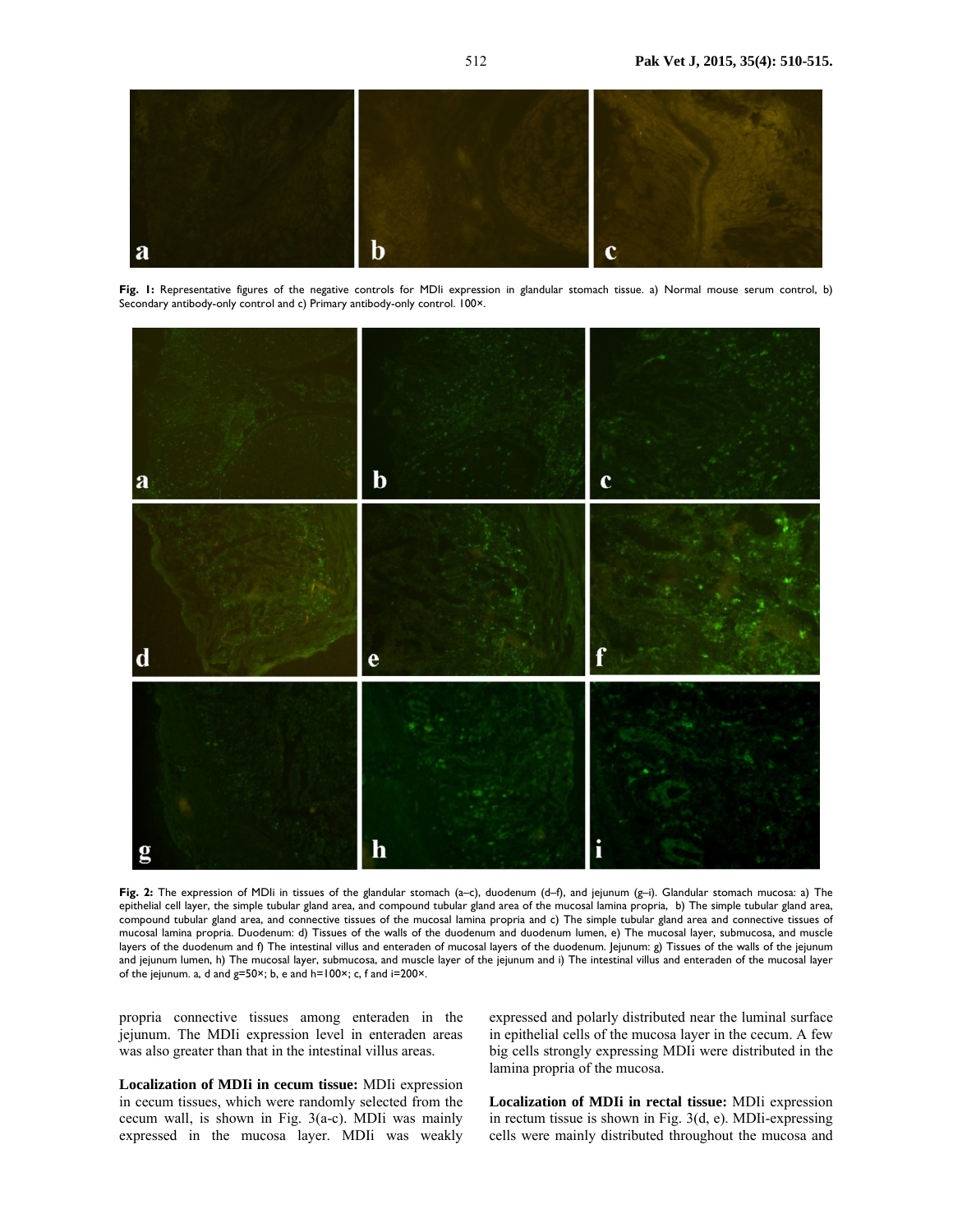**Fig. 1:** Representative figures of the negative controls for MDIi expression in glandular stomach tissue. a) Normal mouse serum control, b) Secondary antibody-only control and c) Primary antibody-only control. 100×.

**Fig. 2:** The expression of MDIi in tissues of the glandular stomach (a–c), duodenum (d–f), and jejunum (g–i). Glandular stomach mucosa: a) The epithelial cell layer, the simple tubular gland area, and compound tubular gland area of the mucosal lamina propria, b) The simple tubular gland area, compound tubular gland area, and connective tissues of the mucosal lamina propria and c) The simple tubular gland area and connective tissues of mucosal lamina propria. Duodenum: d) Tissues of the walls of the duodenum and duodenum lumen, e) The mucosal layer, submucosa, and muscle layers of the duodenum and f) The intestinal villus and enteraden of mucosal layers of the duodenum. Jejunum: g) Tissues of the walls of the jejunum and jejunum lumen, h) The mucosal layer, submucosa, and muscle layer of the jejunum and i) The intestinal villus and enteraden of the mucosal layer of the jejunum. a, d and g=50×; b, e and h=100×; c, f and i=200×.

propria connective tissues among enteraden in the jejunum. The MDIi expression level in enteraden areas was also greater than that in the intestinal villus areas.

**Localization of MDIi in cecum tissue:** MDIi expression in cecum tissues, which were randomly selected from the cecum wall, is shown in Fig. 3(a-c). MDIi was mainly expressed in the mucosa layer. MDIi was weakly expressed and polarly distributed near the luminal surface in epithelial cells of the mucosa layer in the cecum. A few big cells strongly expressing MDIi were distributed in the lamina propria of the mucosa.

**Localization of MDIi in rectal tissue:** MDIi expression in rectum tissue is shown in Fig. 3(d, e). MDIi-expressing cells were mainly distributed throughout the mucosa and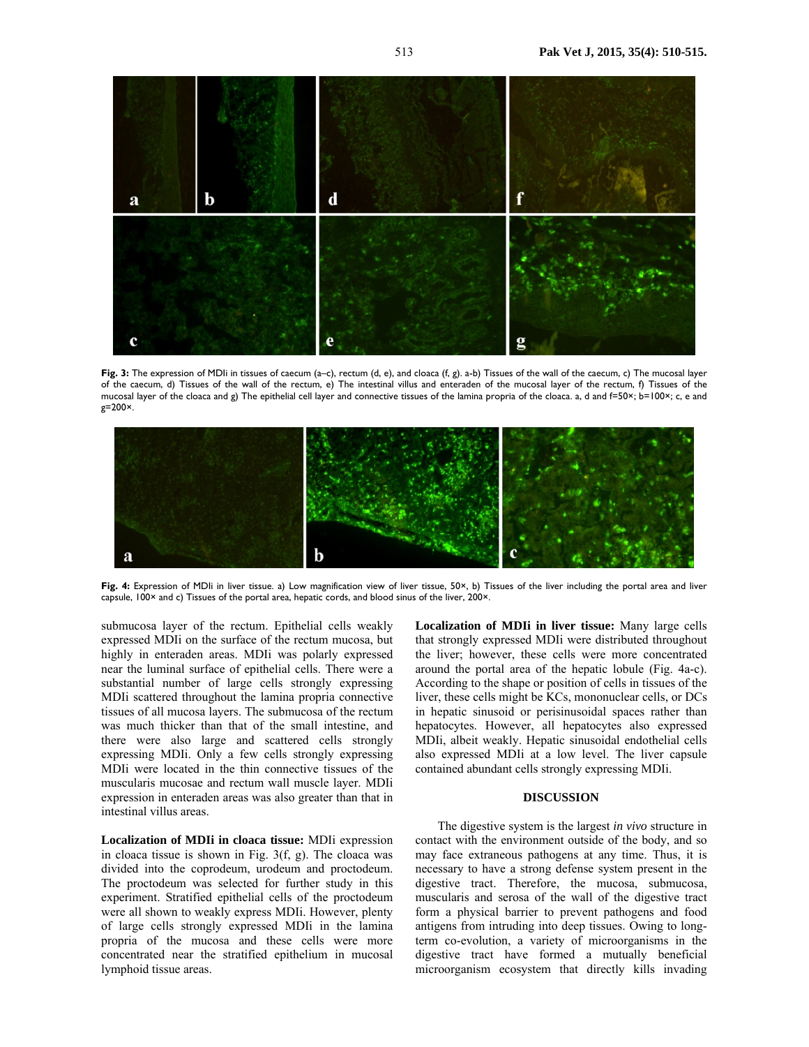Fig. 3: The expression of MDIi in tissues of caecum (a–c), rectum (d, e), and cloaca (f, g). a-b) Tissues of the wall of the caecum, c) The mucosal layer of the caecum, d) Tissues of the wall of the rectum, e) The intestinal villus and enteraden of the mucosal layer of the rectum, f) Tissues of the mucosal layer of the cloaca and g) The epithelial cell layer and connective tissues of the lamina propria of the cloaca. a, d and f=50×; b=100×; c, e and g=200×.

Fig. 4: Expression of MDIi in liver tissue. a) Low magnification view of liver tissue, 50×, b) Tissues of the liver including the portal area and liver capsule, 100× and c) Tissues of the portal area, hepatic cords, and blood sinus of the liver, 200×.

submucosa layer of the rectum. Epithelial cells weakly expressed MDIi on the surface of the rectum mucosa, but highly in enteraden areas. MDIi was polarly expressed near the luminal surface of epithelial cells. There were a substantial number of large cells strongly expressing MDIi scattered throughout the lamina propria connective tissues of all mucosa layers. The submucosa of the rectum was much thicker than that of the small intestine, and there were also large and scattered cells strongly expressing MDIi. Only a few cells strongly expressing MDIi were located in the thin connective tissues of the muscularis mucosae and rectum wall muscle layer. MDIi expression in enteraden areas was also greater than that in intestinal villus areas.

**Localization of MDIi in cloaca tissue:** MDIi expression in cloaca tissue is shown in Fig. 3(f, g). The cloaca was divided into the coprodeum, urodeum and proctodeum. The proctodeum was selected for further study in this experiment. Stratified epithelial cells of the proctodeum were all shown to weakly express MDIi. However, plenty of large cells strongly expressed MDIi in the lamina propria of the mucosa and these cells were more concentrated near the stratified epithelium in mucosal lymphoid tissue areas.

**Localization of MDIi in liver tissue:** Many large cells that strongly expressed MDIi were distributed throughout the liver; however, these cells were more concentrated around the portal area of the hepatic lobule (Fig. 4a-c). According to the shape or position of cells in tissues of the liver, these cells might be KCs, mononuclear cells, or DCs in hepatic sinusoid or perisinusoidal spaces rather than hepatocytes. However, all hepatocytes also expressed MDIi, albeit weakly. Hepatic sinusoidal endothelial cells also expressed MDIi at a low level. The liver capsule contained abundant cells strongly expressing MDIi.

## DISCUSSION

The digestive system is the largest *in vivo* structure in contact with the environment outside of the body, and so may face extraneous pathogens at any time. Thus, it is necessary to have a strong defense system present in the digestive tract. Therefore, the mucosa, submucosa, muscularis and serosa of the wall of the digestive tract form a physical barrier to prevent pathogens and food antigens from intruding into deep tissues. Owing to long-term co-evolution, a variety of microorganisms in the digestive tract have formed a mutually beneficial microorganism ecosystem that directly kills invading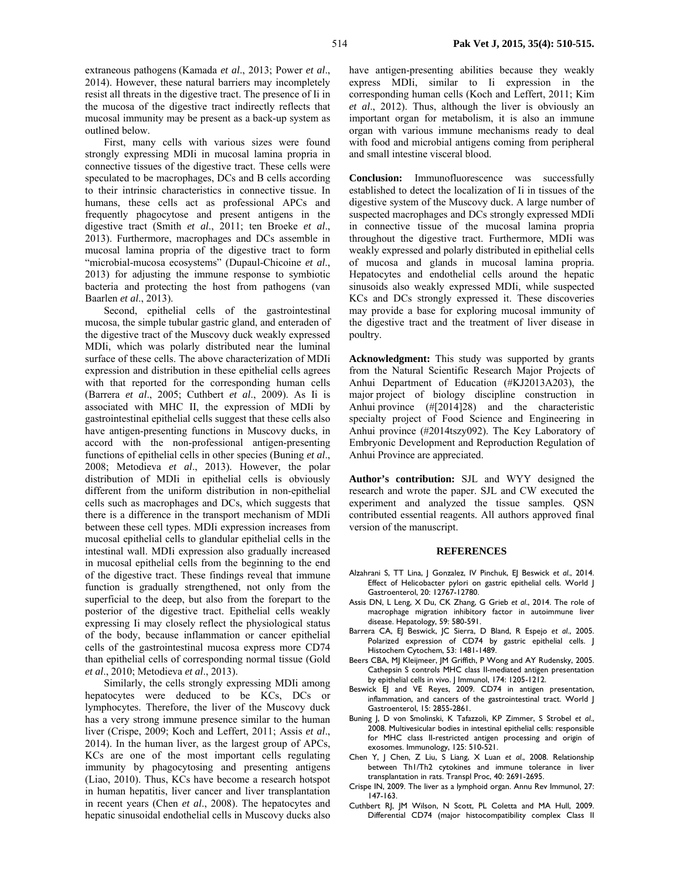extraneous pathogens (Kamada *et al*., 2013; Power *et al*., 2014). However, these natural barriers may incompletely resist all threats in the digestive tract. The presence of Ii in the mucosa of the digestive tract indirectly reflects that mucosal immunity may be present as a back-up system as outlined below.

First, many cells with various sizes were found strongly expressing MDIi in mucosal lamina propria in connective tissues of the digestive tract. These cells were speculated to be macrophages, DCs and B cells according to their intrinsic characteristics in connective tissue. In humans, these cells act as professional APCs and frequently phagocytose and present antigens in the digestive tract (Smith *et al*., 2011; ten Broeke *et al*., 2013). Furthermore, macrophages and DCs assemble in mucosal lamina propria of the digestive tract to form "microbial-mucosa ecosystems" (Dupaul-Chicoine *et al*., 2013) for adjusting the immune response to symbiotic bacteria and protecting the host from pathogens (van Baarlen *et al*., 2013).

Second, epithelial cells of the gastrointestinal mucosa, the simple tubular gastric gland, and enteraden of the digestive tract of the Muscovy duck weakly expressed MDIi, which was polarly distributed near the luminal surface of these cells. The above characterization of MDIi expression and distribution in these epithelial cells agrees with that reported for the corresponding human cells (Barrera *et al*., 2005; Cuthbert *et al*., 2009). As Ii is associated with MHC II, the expression of MDIi by gastrointestinal epithelial cells suggest that these cells also have antigen-presenting functions in Muscovy ducks, in accord with the non-professional antigen-presenting functions of epithelial cells in other species (Buning *et al*., 2008; Metodieva *et al*., 2013). However, the polar distribution of MDIi in epithelial cells is obviously different from the uniform distribution in non-epithelial cells such as macrophages and DCs, which suggests that there is a difference in the transport mechanism of MDIi between these cell types. MDIi expression increases from mucosal epithelial cells to glandular epithelial cells in the intestinal wall. MDIi expression also gradually increased in mucosal epithelial cells from the beginning to the end of the digestive tract. These findings reveal that immune function is gradually strengthened, not only from the superficial to the deep, but also from the forepart to the posterior of the digestive tract. Epithelial cells weakly expressing Ii may closely reflect the physiological status of the body, because inflammation or cancer epithelial cells of the gastrointestinal mucosa express more CD74 than epithelial cells of corresponding normal tissue (Gold *et al*., 2010; Metodieva *et al*., 2013).

Similarly, the cells strongly expressing MDIi among hepatocytes were deduced to be KCs, DCs or lymphocytes. Therefore, the liver of the Muscovy duck has a very strong immune presence similar to the human liver (Crispe, 2009; Koch and Leffert, 2011; Assis *et al*., 2014). In the human liver, as the largest group of APCs, KCs are one of the most important cells regulating immunity by phagocytosing and presenting antigens (Liao, 2010). Thus, KCs have become a research hotspot in human hepatitis, liver cancer and liver transplantation in recent years (Chen *et al*., 2008). The hepatocytes and hepatic sinusoidal endothelial cells in Muscovy ducks also have antigen-presenting abilities because they weakly express MDIi, similar to Ii expression in the corresponding human cells (Koch and Leffert, 2011; Kim *et al*., 2012). Thus, although the liver is obviously an important organ for metabolism, it is also an immune organ with various immune mechanisms ready to deal with food and microbial antigens coming from peripheral and small intestine visceral blood.

**Conclusion:** Immunofluorescence was successfully established to detect the localization of Ii in tissues of the digestive system of the Muscovy duck. A large number of suspected macrophages and DCs strongly expressed MDIi in connective tissue of the mucosal lamina propria throughout the digestive tract. Furthermore, MDIi was weakly expressed and polarly distributed in epithelial cells of mucosa and glands in mucosal lamina propria. Hepatocytes and endothelial cells around the hepatic sinusoids also weakly expressed MDIi, while suspected KCs and DCs strongly expressed it. These discoveries may provide a base for exploring mucosal immunity of the digestive tract and the treatment of liver disease in poultry.

**Acknowledgment:** This study was supported by grants from the Natural Scientific Research Major Projects of Anhui Department of Education (#KJ2013A203), the major project of biology discipline construction in Anhui province (#[2014]28) and the characteristic specialty project of Food Science and Engineering in Anhui province (#2014tszy092). The Key Laboratory of Embryonic Development and Reproduction Regulation of Anhui Province are appreciated.

**Author's contribution:** SJL and WYY designed the research and wrote the paper. SJL and CW executed the experiment and analyzed the tissue samples. QSN contributed essential reagents. All authors approved final version of the manuscript.

## REFERENCES

Alzahrani S, TT Lina, J Gonzalez, IV Pinchuk, EJ Beswick *et al*., 2014. Effect of Helicobacter pylori on gastric epithelial cells. World J Gastroenterol, 20: 12767-12780.

Assis DN, L Leng, X Du, CK Zhang, G Grieb *et al*., 2014. The role of macrophage migration inhibitory factor in autoimmune liver disease. Hepatology, 59: 580-591.

Barrera CA, EJ Beswick, JC Sierra, D Bland, R Espejo *et al*., 2005. Polarized expression of CD74 by gastric epithelial cells. J Histochem Cytochem, 53: 1481-1489.

Beers CBA, MJ Kleijmeer, JM Griffith, P Wong and AY Rudensky, 2005. Cathepsin S controls MHC class II-mediated antigen presentation by epithelial cells in vivo. J Immunol, 174: 1205-1212.

Beswick EJ and VE Reyes, 2009. CD74 in antigen presentation, inflammation, and cancers of the gastrointestinal tract. World J Gastroenterol, 15: 2855-2861.

Buning J, D von Smolinski, K Tafazzoli, KP Zimmer, S Strobel *et al*., 2008. Multivesicular bodies in intestinal epithelial cells: responsible for MHC class II-restricted antigen processing and origin of exosomes. Immunology, 125: 510-521.

Chen Y, J Chen, Z Liu, S Liang, X Luan *et al*., 2008. Relationship between Th1/Th2 cytokines and immune tolerance in liver transplantation in rats. Transpl Proc, 40: 2691-2695.

Crispe IN, 2009. The liver as a lymphoid organ. Annu Rev Immunol, 27: 147-163.

Cuthbert RJ, JM Wilson, N Scott, PL Coletta and MA Hull, 2009. Differential CD74 (major histocompatibility complex Class II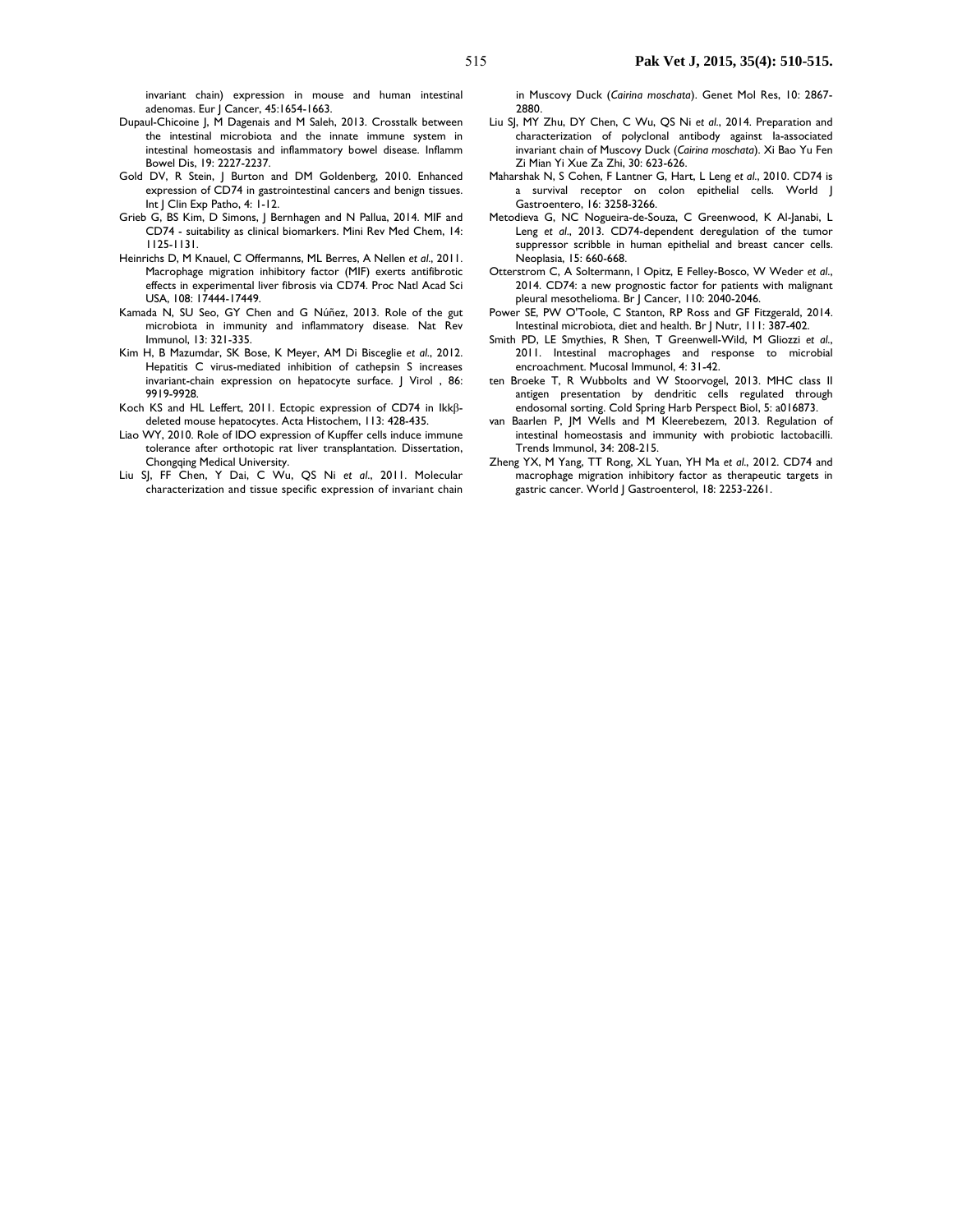invariant chain) expression in mouse and human intestinal adenomas. Eur J Cancer, 45:1654-1663.

Dupaul-Chicoine J, M Dagenais and M Saleh, 2013. Crosstalk between the intestinal microbiota and the innate immune system in intestinal homeostasis and inflammatory bowel disease. Inflamm Bowel Dis, 19: 2227-2237.

Gold DV, R Stein, J Burton and DM Goldenberg, 2010. Enhanced expression of CD74 in gastrointestinal cancers and benign tissues. Int J Clin Exp Patho, 4: 1-12.

Grieb G, BS Kim, D Simons, J Bernhagen and N Pallua, 2014. MIF and CD74 - suitability as clinical biomarkers. Mini Rev Med Chem, 14: 1125-1131.

Heinrichs D, M Knauel, C Offermanns, ML Berres, A Nellen *et al*., 2011. Macrophage migration inhibitory factor (MIF) exerts antifibrotic effects in experimental liver fibrosis via CD74. Proc Natl Acad Sci USA, 108: 17444-17449.

Kamada N, SU Seo, GY Chen and G Núñez, 2013. Role of the gut microbiota in immunity and inflammatory disease. Nat Rev Immunol, 13: 321-335.

Kim H, B Mazumdar, SK Bose, K Meyer, AM Di Bisceglie *et al*., 2012. Hepatitis C virus-mediated inhibition of cathepsin S increases invariant-chain expression on hepatocyte surface. J Virol , 86: 9919-9928.

Koch KS and HL Leffert, 2011. Ectopic expression of CD74 in Ikkβ-deleted mouse hepatocytes. Acta Histochem, 113: 428-435.

Liao WY, 2010. Role of IDO expression of Kupffer cells induce immune tolerance after orthotopic rat liver transplantation. Dissertation, Chongqing Medical University.

Liu SJ, FF Chen, Y Dai, C Wu, QS Ni *et al*., 2011. Molecular characterization and tissue specific expression of invariant chain in Muscovy Duck (*Cairina moschata*). Genet Mol Res, 10: 2867-2880.

Liu SJ, MY Zhu, DY Chen, C Wu, QS Ni *et al*., 2014. Preparation and characterization of polyclonal antibody against Ia-associated invariant chain of Muscovy Duck (*Cairina moschata*). Xi Bao Yu Fen Zi Mian Yi Xue Za Zhi, 30: 623-626.

Maharshak N, S Cohen, F Lantner G, Hart, L Leng *et al*., 2010. CD74 is a survival receptor on colon epithelial cells. World J Gastroentero, 16: 3258-3266.

Metodieva G, NC Nogueira-de-Souza, C Greenwood, K Al-Janabi, L Leng *et al*., 2013. CD74-dependent deregulation of the tumor suppressor scribble in human epithelial and breast cancer cells. Neoplasia, 15: 660-668.

Otterstrom C, A Soltermann, I Opitz, E Felley-Bosco, W Weder *et al*., 2014. CD74: a new prognostic factor for patients with malignant pleural mesothelioma. Br J Cancer, 110: 2040-2046.

Power SE, PW O'Toole, C Stanton, RP Ross and GF Fitzgerald, 2014. Intestinal microbiota, diet and health. Br J Nutr, 111: 387-402.

Smith PD, LE Smythies, R Shen, T Greenwell-Wild, M Gliozzi *et al*., 2011. Intestinal macrophages and response to microbial encroachment. Mucosal Immunol, 4: 31-42.

ten Broeke T, R Wubbolts and W Stoorvogel, 2013. MHC class II antigen presentation by dendritic cells regulated through endosomal sorting. Cold Spring Harb Perspect Biol, 5: a016873.

van Baarlen P, JM Wells and M Kleerebezem, 2013. Regulation of intestinal homeostasis and immunity with probiotic lactobacilli. Trends Immunol, 34: 208-215.

Zheng YX, M Yang, TT Rong, XL Yuan, YH Ma *et al*., 2012. CD74 and macrophage migration inhibitory factor as therapeutic targets in gastric cancer. World J Gastroenterol, 18: 2253-2261.